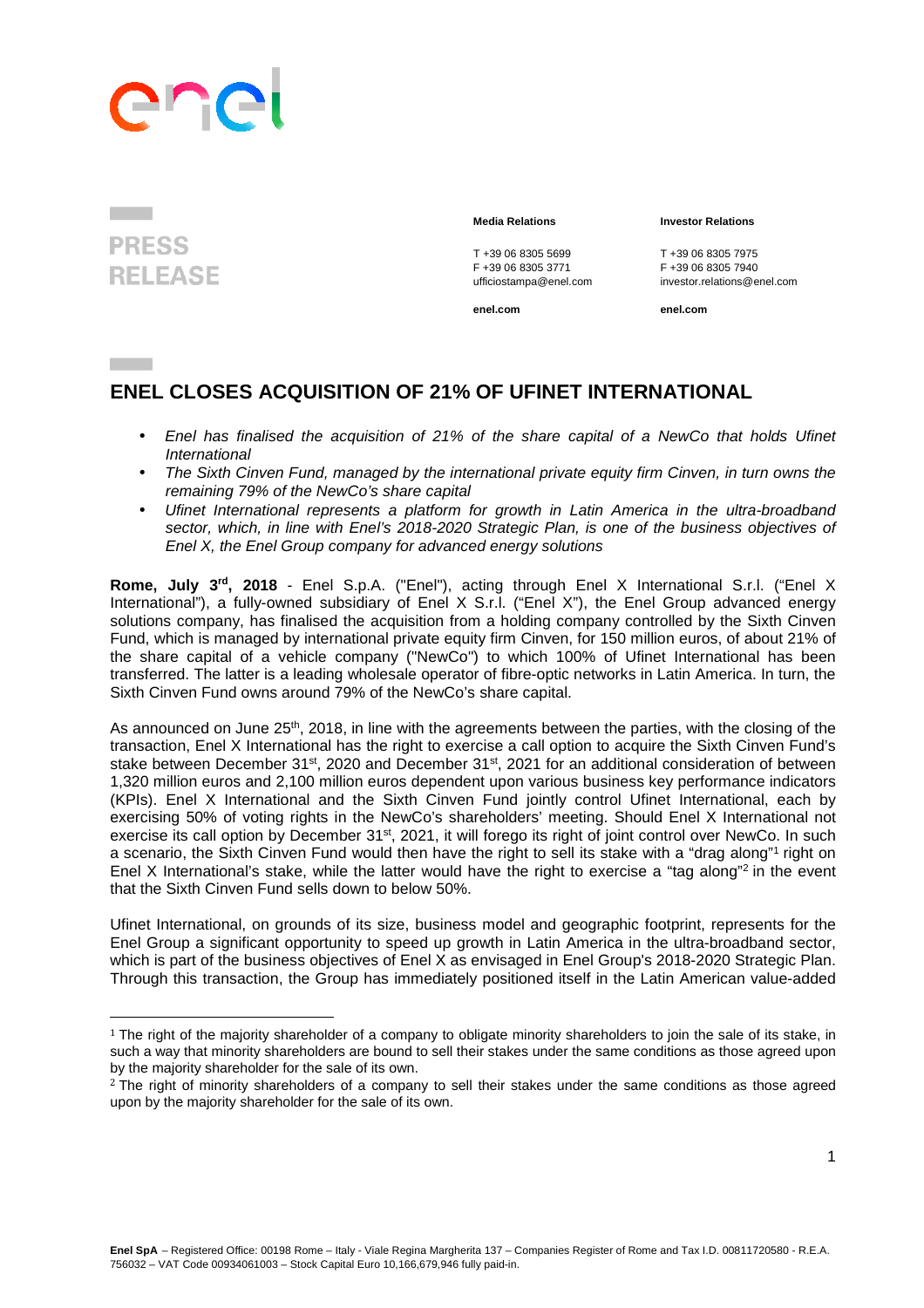**PRESS RELEASE**

**Media Relations**

T +39 06 8305 5699
F +39 06 8305 3771
ufficiostampa@enel.com

**enel.com**

**Investor Relations**

T +39 06 8305 7975
F +39 06 8305 7940
investor.relations@enel.com

**enel.com**

# ENEL CLOSES ACQUISITION OF 21% OF UFINET INTERNATIONAL

- *Enel has finalised the acquisition of 21% of the share capital of a NewCo that holds Ufinet International*
- *The Sixth Cinven Fund, managed by the international private equity firm Cinven, in turn owns the remaining 79% of the NewCo's share capital*
- *Ufinet International represents a platform for growth in Latin America in the ultra-broadband sector, which, in line with Enel's 2018-2020 Strategic Plan, is one of the business objectives of Enel X, the Enel Group company for advanced energy solutions*

**Rome, July 3rd, 2018** - Enel S.p.A. ("Enel"), acting through Enel X International S.r.l. ("Enel X International"), a fully-owned subsidiary of Enel X S.r.l. ("Enel X"), the Enel Group advanced energy solutions company, has finalised the acquisition from a holding company controlled by the Sixth Cinven Fund, which is managed by international private equity firm Cinven, for 150 million euros, of about 21% of the share capital of a vehicle company ("NewCo") to which 100% of Ufinet International has been transferred. The latter is a leading wholesale operator of fibre-optic networks in Latin America. In turn, the Sixth Cinven Fund owns around 79% of the NewCo's share capital.

As announced on June 25th, 2018, in line with the agreements between the parties, with the closing of the transaction, Enel X International has the right to exercise a call option to acquire the Sixth Cinven Fund's stake between December 31st, 2020 and December 31st, 2021 for an additional consideration of between 1,320 million euros and 2,100 million euros dependent upon various business key performance indicators (KPIs). Enel X International and the Sixth Cinven Fund jointly control Ufinet International, each by exercising 50% of voting rights in the NewCo's shareholders' meeting. Should Enel X International not exercise its call option by December 31st, 2021, it will forego its right of joint control over NewCo. In such a scenario, the Sixth Cinven Fund would then have the right to sell its stake with a "drag along"[1] right on Enel X International's stake, while the latter would have the right to exercise a "tag along"[2] in the event that the Sixth Cinven Fund sells down to below 50%.

Ufinet International, on grounds of its size, business model and geographic footprint, represents for the Enel Group a significant opportunity to speed up growth in Latin America in the ultra-broadband sector, which is part of the business objectives of Enel X as envisaged in Enel Group's 2018-2020 Strategic Plan. Through this transaction, the Group has immediately positioned itself in the Latin American value-added

[1] The right of the majority shareholder of a company to obligate minority shareholders to join the sale of its stake, in such a way that minority shareholders are bound to sell their stakes under the same conditions as those agreed upon by the majority shareholder for the sale of its own.

[2] The right of minority shareholders of a company to sell their stakes under the same conditions as those agreed upon by the majority shareholder for the sale of its own.

**Enel SpA** – Registered Office: 00198 Rome – Italy - Viale Regina Margherita 137 – Companies Register of Rome and Tax I.D. 00811720580 - R.E.A. 756032 – VAT Code 00934061003 – Stock Capital Euro 10,166,679,946 fully paid-in.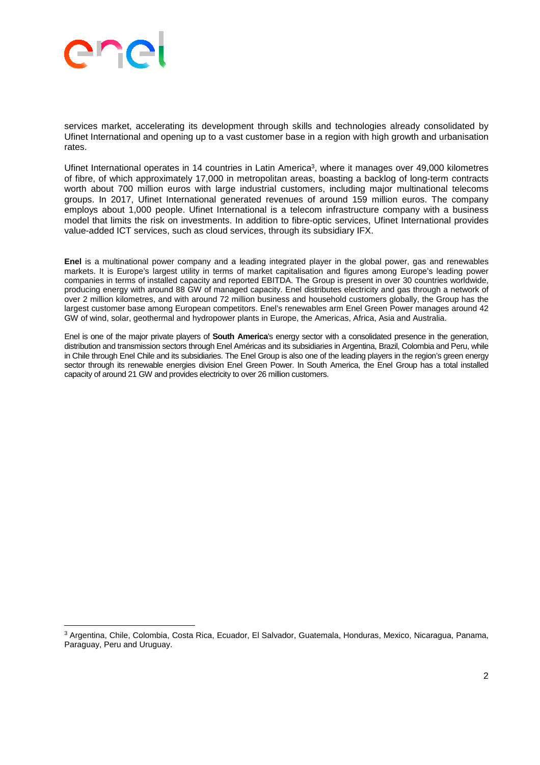services market, accelerating its development through skills and technologies already consolidated by Ufinet International and opening up to a vast customer base in a region with high growth and urbanisation rates.

Ufinet International operates in 14 countries in Latin America[3], where it manages over 49,000 kilometres of fibre, of which approximately 17,000 in metropolitan areas, boasting a backlog of long-term contracts worth about 700 million euros with large industrial customers, including major multinational telecoms groups. In 2017, Ufinet International generated revenues of around 159 million euros. The company employs about 1,000 people. Ufinet International is a telecom infrastructure company with a business model that limits the risk on investments. In addition to fibre-optic services, Ufinet International provides value-added ICT services, such as cloud services, through its subsidiary IFX.

**Enel** is a multinational power company and a leading integrated player in the global power, gas and renewables markets. It is Europe's largest utility in terms of market capitalisation and figures among Europe's leading power companies in terms of installed capacity and reported EBITDA. The Group is present in over 30 countries worldwide, producing energy with around 88 GW of managed capacity. Enel distributes electricity and gas through a network of over 2 million kilometres, and with around 72 million business and household customers globally, the Group has the largest customer base among European competitors. Enel's renewables arm Enel Green Power manages around 42 GW of wind, solar, geothermal and hydropower plants in Europe, the Americas, Africa, Asia and Australia.

Enel is one of the major private players of **South America**'s energy sector with a consolidated presence in the generation, distribution and transmission sectors through Enel Américas and its subsidiaries in Argentina, Brazil, Colombia and Peru, while in Chile through Enel Chile and its subsidiaries. The Enel Group is also one of the leading players in the region's green energy sector through its renewable energies division Enel Green Power. In South America, the Enel Group has a total installed capacity of around 21 GW and provides electricity to over 26 million customers.

[3] Argentina, Chile, Colombia, Costa Rica, Ecuador, El Salvador, Guatemala, Honduras, Mexico, Nicaragua, Panama, Paraguay, Peru and Uruguay.